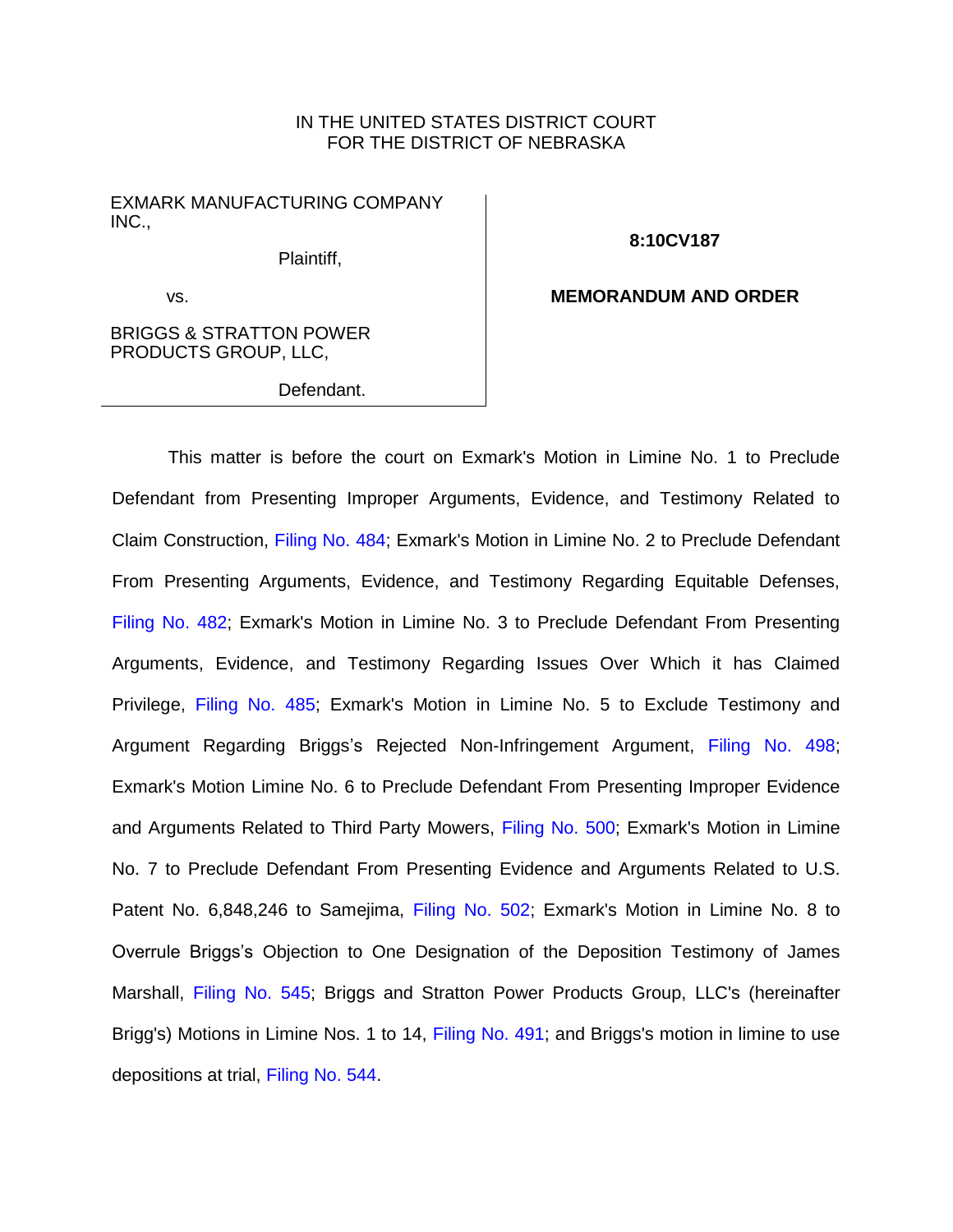IN THE UNITED STATES DISTRICT COURT
FOR THE DISTRICT OF NEBRASKA

| | |
|---|---|
| EXMARK MANUFACTURING COMPANY INC., Plaintiff, vs. BRIGGS & STRATTON POWER PRODUCTS GROUP, LLC, Defendant. | **8:10CV187** **MEMORANDUM AND ORDER** |

This matter is before the court on Exmark's Motion in Limine No. 1 to Preclude Defendant from Presenting Improper Arguments, Evidence, and Testimony Related to Claim Construction, Filing No. 484; Exmark's Motion in Limine No. 2 to Preclude Defendant From Presenting Arguments, Evidence, and Testimony Regarding Equitable Defenses, Filing No. 482; Exmark's Motion in Limine No. 3 to Preclude Defendant From Presenting Arguments, Evidence, and Testimony Regarding Issues Over Which it has Claimed Privilege, Filing No. 485; Exmark's Motion in Limine No. 5 to Exclude Testimony and Argument Regarding Briggs's Rejected Non-Infringement Argument, Filing No. 498; Exmark's Motion Limine No. 6 to Preclude Defendant From Presenting Improper Evidence and Arguments Related to Third Party Mowers, Filing No. 500; Exmark's Motion in Limine No. 7 to Preclude Defendant From Presenting Evidence and Arguments Related to U.S. Patent No. 6,848,246 to Samejima, Filing No. 502; Exmark's Motion in Limine No. 8 to Overrule Briggs's Objection to One Designation of the Deposition Testimony of James Marshall, Filing No. 545; Briggs and Stratton Power Products Group, LLC's (hereinafter Brigg's) Motions in Limine Nos. 1 to 14, Filing No. 491; and Briggs's motion in limine to use depositions at trial, Filing No. 544.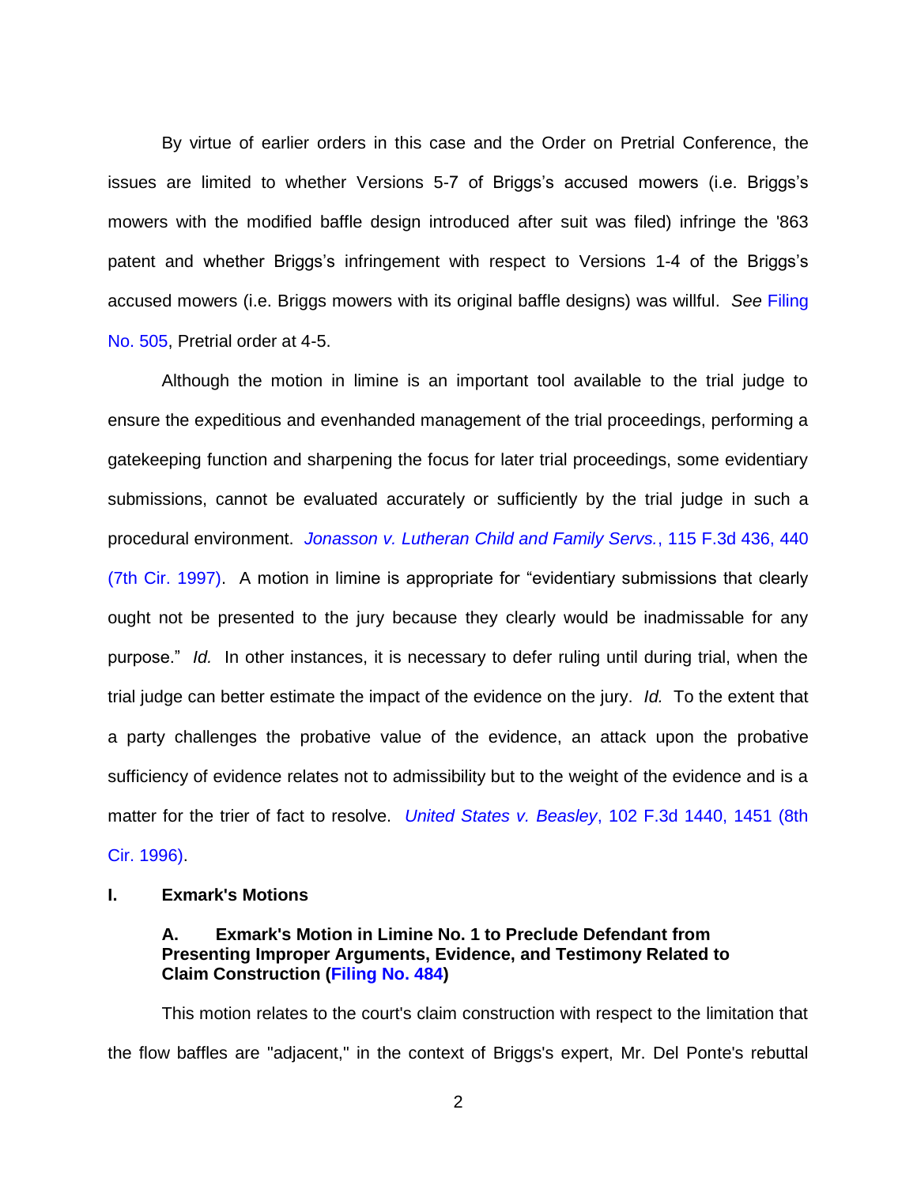By virtue of earlier orders in this case and the Order on Pretrial Conference, the issues are limited to whether Versions 5-7 of Briggs's accused mowers (i.e. Briggs's mowers with the modified baffle design introduced after suit was filed) infringe the '863 patent and whether Briggs's infringement with respect to Versions 1-4 of the Briggs's accused mowers (i.e. Briggs mowers with its original baffle designs) was willful. *See* Filing No. 505, Pretrial order at 4-5.

Although the motion in limine is an important tool available to the trial judge to ensure the expeditious and evenhanded management of the trial proceedings, performing a gatekeeping function and sharpening the focus for later trial proceedings, some evidentiary submissions, cannot be evaluated accurately or sufficiently by the trial judge in such a procedural environment. *Jonasson v. Lutheran Child and Family Servs.*, 115 F.3d 436, 440 (7th Cir. 1997). A motion in limine is appropriate for "evidentiary submissions that clearly ought not be presented to the jury because they clearly would be inadmissable for any purpose." *Id.* In other instances, it is necessary to defer ruling until during trial, when the trial judge can better estimate the impact of the evidence on the jury. *Id.* To the extent that a party challenges the probative value of the evidence, an attack upon the probative sufficiency of evidence relates not to admissibility but to the weight of the evidence and is a matter for the trier of fact to resolve. *United States v. Beasley*, 102 F.3d 1440, 1451 (8th Cir. 1996).

## I. Exmark's Motions

### A. Exmark's Motion in Limine No. 1 to Preclude Defendant from Presenting Improper Arguments, Evidence, and Testimony Related to Claim Construction (Filing No. 484)

This motion relates to the court's claim construction with respect to the limitation that the flow baffles are "adjacent," in the context of Briggs's expert, Mr. Del Ponte's rebuttal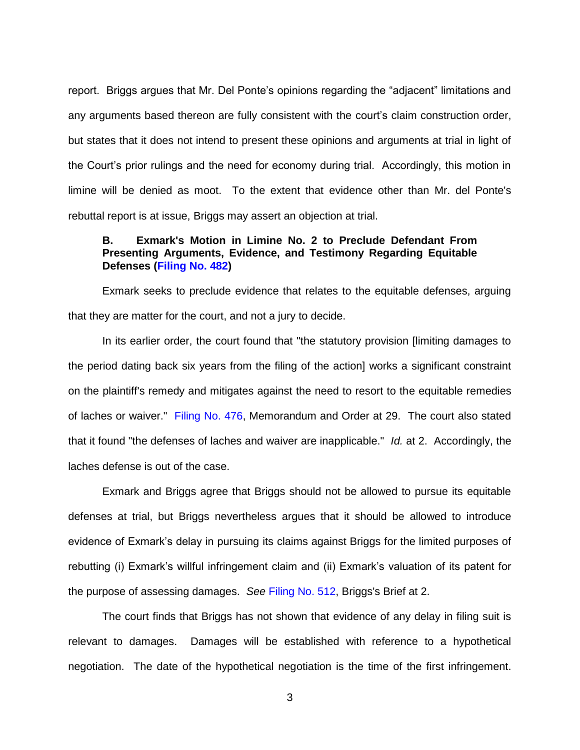report. Briggs argues that Mr. Del Ponte's opinions regarding the "adjacent" limitations and any arguments based thereon are fully consistent with the court's claim construction order, but states that it does not intend to present these opinions and arguments at trial in light of the Court's prior rulings and the need for economy during trial. Accordingly, this motion in limine will be denied as moot. To the extent that evidence other than Mr. del Ponte's rebuttal report is at issue, Briggs may assert an objection at trial.

### B. Exmark's Motion in Limine No. 2 to Preclude Defendant From Presenting Arguments, Evidence, and Testimony Regarding Equitable Defenses (Filing No. 482)

Exmark seeks to preclude evidence that relates to the equitable defenses, arguing that they are matter for the court, and not a jury to decide.

In its earlier order, the court found that "the statutory provision [limiting damages to the period dating back six years from the filing of the action] works a significant constraint on the plaintiff's remedy and mitigates against the need to resort to the equitable remedies of laches or waiver." Filing No. 476, Memorandum and Order at 29. The court also stated that it found "the defenses of laches and waiver are inapplicable." *Id.* at 2. Accordingly, the laches defense is out of the case.

Exmark and Briggs agree that Briggs should not be allowed to pursue its equitable defenses at trial, but Briggs nevertheless argues that it should be allowed to introduce evidence of Exmark's delay in pursuing its claims against Briggs for the limited purposes of rebutting (i) Exmark's willful infringement claim and (ii) Exmark's valuation of its patent for the purpose of assessing damages. *See* Filing No. 512, Briggs's Brief at 2.

The court finds that Briggs has not shown that evidence of any delay in filing suit is relevant to damages. Damages will be established with reference to a hypothetical negotiation. The date of the hypothetical negotiation is the time of the first infringement.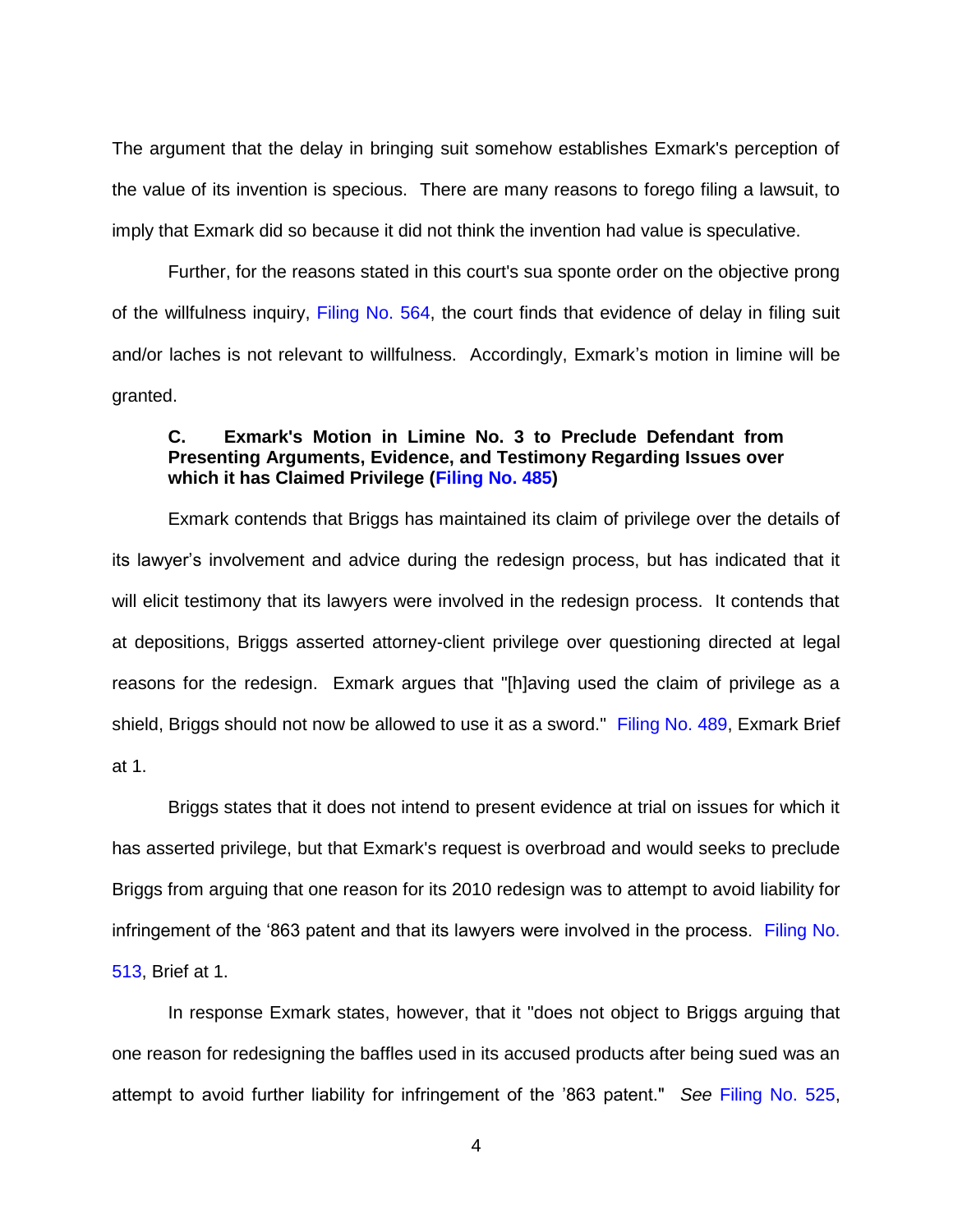The argument that the delay in bringing suit somehow establishes Exmark's perception of the value of its invention is specious. There are many reasons to forego filing a lawsuit, to imply that Exmark did so because it did not think the invention had value is speculative.

Further, for the reasons stated in this court's sua sponte order on the objective prong of the willfulness inquiry, Filing No. 564, the court finds that evidence of delay in filing suit and/or laches is not relevant to willfulness. Accordingly, Exmark's motion in limine will be granted.

### C. Exmark's Motion in Limine No. 3 to Preclude Defendant from Presenting Arguments, Evidence, and Testimony Regarding Issues over which it has Claimed Privilege (Filing No. 485)

Exmark contends that Briggs has maintained its claim of privilege over the details of its lawyer's involvement and advice during the redesign process, but has indicated that it will elicit testimony that its lawyers were involved in the redesign process. It contends that at depositions, Briggs asserted attorney-client privilege over questioning directed at legal reasons for the redesign. Exmark argues that "[h]aving used the claim of privilege as a shield, Briggs should not now be allowed to use it as a sword." Filing No. 489, Exmark Brief at 1.

Briggs states that it does not intend to present evidence at trial on issues for which it has asserted privilege, but that Exmark's request is overbroad and would seeks to preclude Briggs from arguing that one reason for its 2010 redesign was to attempt to avoid liability for infringement of the '863 patent and that its lawyers were involved in the process. Filing No. 513, Brief at 1.

In response Exmark states, however, that it "does not object to Briggs arguing that one reason for redesigning the baffles used in its accused products after being sued was an attempt to avoid further liability for infringement of the '863 patent." *See* Filing No. 525,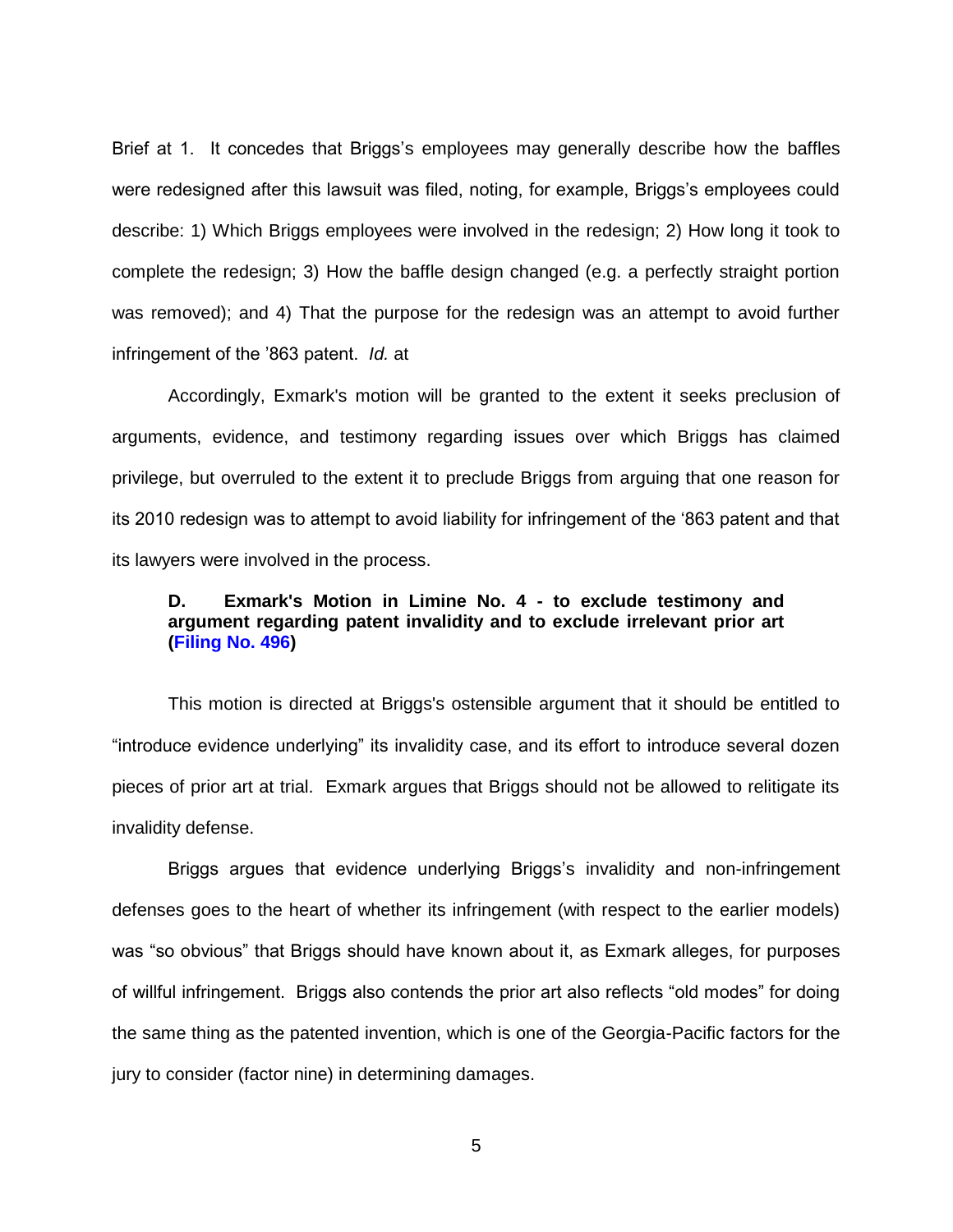Brief at 1. It concedes that Briggs's employees may generally describe how the baffles were redesigned after this lawsuit was filed, noting, for example, Briggs's employees could describe: 1) Which Briggs employees were involved in the redesign; 2) How long it took to complete the redesign; 3) How the baffle design changed (e.g. a perfectly straight portion was removed); and 4) That the purpose for the redesign was an attempt to avoid further infringement of the '863 patent. *Id.* at

Accordingly, Exmark's motion will be granted to the extent it seeks preclusion of arguments, evidence, and testimony regarding issues over which Briggs has claimed privilege, but overruled to the extent it to preclude Briggs from arguing that one reason for its 2010 redesign was to attempt to avoid liability for infringement of the '863 patent and that its lawyers were involved in the process.

### D. Exmark's Motion in Limine No. 4 - to exclude testimony and argument regarding patent invalidity and to exclude irrelevant prior art (Filing No. 496)

This motion is directed at Briggs's ostensible argument that it should be entitled to "introduce evidence underlying" its invalidity case, and its effort to introduce several dozen pieces of prior art at trial. Exmark argues that Briggs should not be allowed to relitigate its invalidity defense.

Briggs argues that evidence underlying Briggs's invalidity and non-infringement defenses goes to the heart of whether its infringement (with respect to the earlier models) was "so obvious" that Briggs should have known about it, as Exmark alleges, for purposes of willful infringement. Briggs also contends the prior art also reflects "old modes" for doing the same thing as the patented invention, which is one of the Georgia-Pacific factors for the jury to consider (factor nine) in determining damages.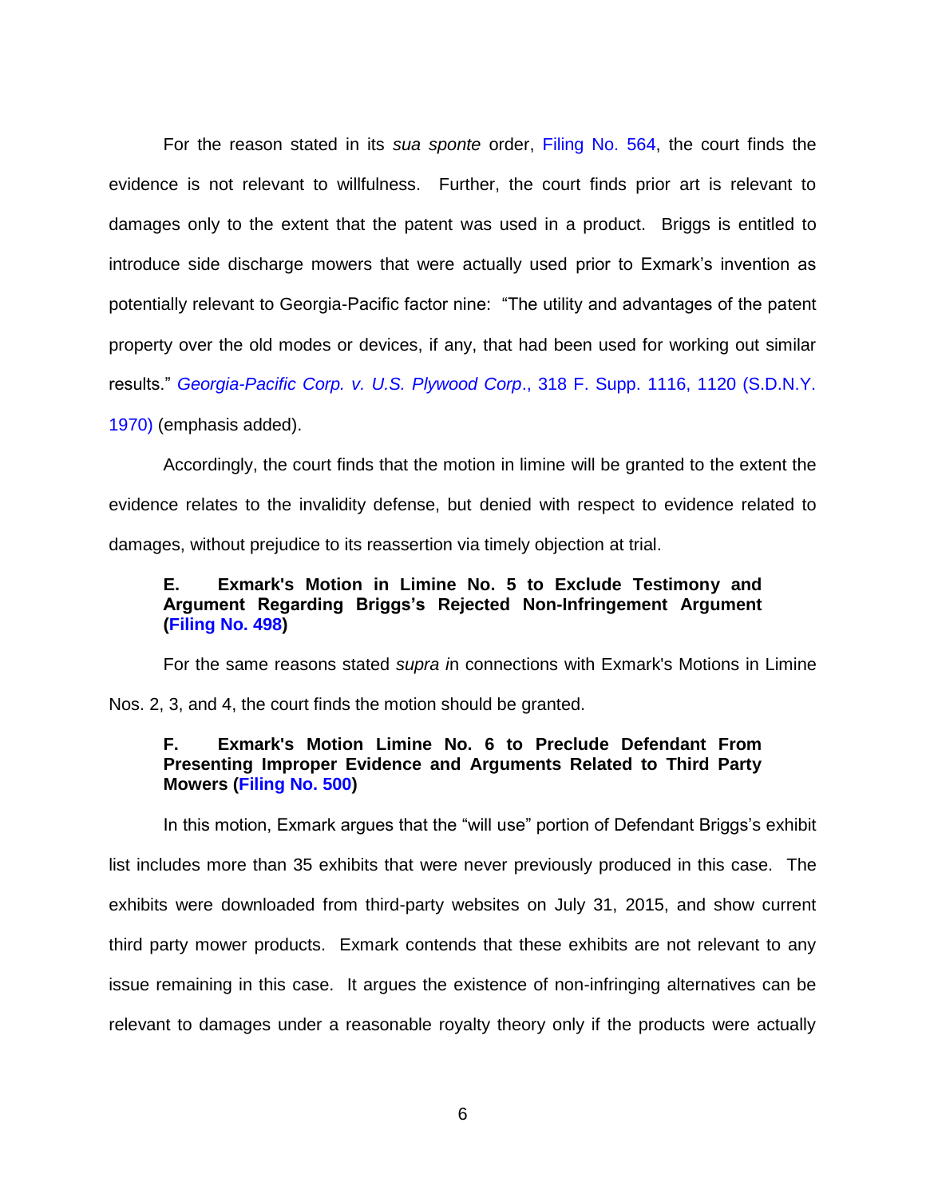For the reason stated in its *sua sponte* order, Filing No. 564, the court finds the evidence is not relevant to willfulness. Further, the court finds prior art is relevant to damages only to the extent that the patent was used in a product. Briggs is entitled to introduce side discharge mowers that were actually used prior to Exmark's invention as potentially relevant to Georgia-Pacific factor nine: "The utility and advantages of the patent property over the old modes or devices, if any, that had been used for working out similar results." *Georgia-Pacific Corp. v. U.S. Plywood Corp*., 318 F. Supp. 1116, 1120 (S.D.N.Y. 1970) (emphasis added).

Accordingly, the court finds that the motion in limine will be granted to the extent the evidence relates to the invalidity defense, but denied with respect to evidence related to damages, without prejudice to its reassertion via timely objection at trial.

### E. Exmark's Motion in Limine No. 5 to Exclude Testimony and Argument Regarding Briggs's Rejected Non-Infringement Argument (Filing No. 498)

For the same reasons stated *supra i*n connections with Exmark's Motions in Limine Nos. 2, 3, and 4, the court finds the motion should be granted.

### F. Exmark's Motion Limine No. 6 to Preclude Defendant From Presenting Improper Evidence and Arguments Related to Third Party Mowers (Filing No. 500)

In this motion, Exmark argues that the "will use" portion of Defendant Briggs's exhibit list includes more than 35 exhibits that were never previously produced in this case. The exhibits were downloaded from third-party websites on July 31, 2015, and show current third party mower products. Exmark contends that these exhibits are not relevant to any issue remaining in this case. It argues the existence of non-infringing alternatives can be relevant to damages under a reasonable royalty theory only if the products were actually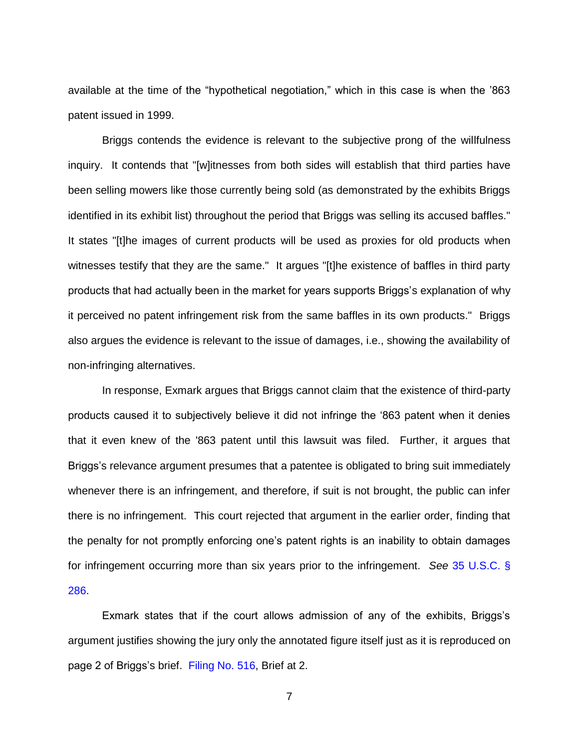available at the time of the "hypothetical negotiation," which in this case is when the '863 patent issued in 1999.

Briggs contends the evidence is relevant to the subjective prong of the willfulness inquiry. It contends that "[w]itnesses from both sides will establish that third parties have been selling mowers like those currently being sold (as demonstrated by the exhibits Briggs identified in its exhibit list) throughout the period that Briggs was selling its accused baffles." It states "[t]he images of current products will be used as proxies for old products when witnesses testify that they are the same." It argues "[t]he existence of baffles in third party products that had actually been in the market for years supports Briggs's explanation of why it perceived no patent infringement risk from the same baffles in its own products." Briggs also argues the evidence is relevant to the issue of damages, i.e., showing the availability of non-infringing alternatives.

In response, Exmark argues that Briggs cannot claim that the existence of third-party products caused it to subjectively believe it did not infringe the '863 patent when it denies that it even knew of the '863 patent until this lawsuit was filed. Further, it argues that Briggs's relevance argument presumes that a patentee is obligated to bring suit immediately whenever there is an infringement, and therefore, if suit is not brought, the public can infer there is no infringement. This court rejected that argument in the earlier order, finding that the penalty for not promptly enforcing one's patent rights is an inability to obtain damages for infringement occurring more than six years prior to the infringement. *See* 35 U.S.C. § 286.

Exmark states that if the court allows admission of any of the exhibits, Briggs's argument justifies showing the jury only the annotated figure itself just as it is reproduced on page 2 of Briggs's brief. Filing No. 516, Brief at 2.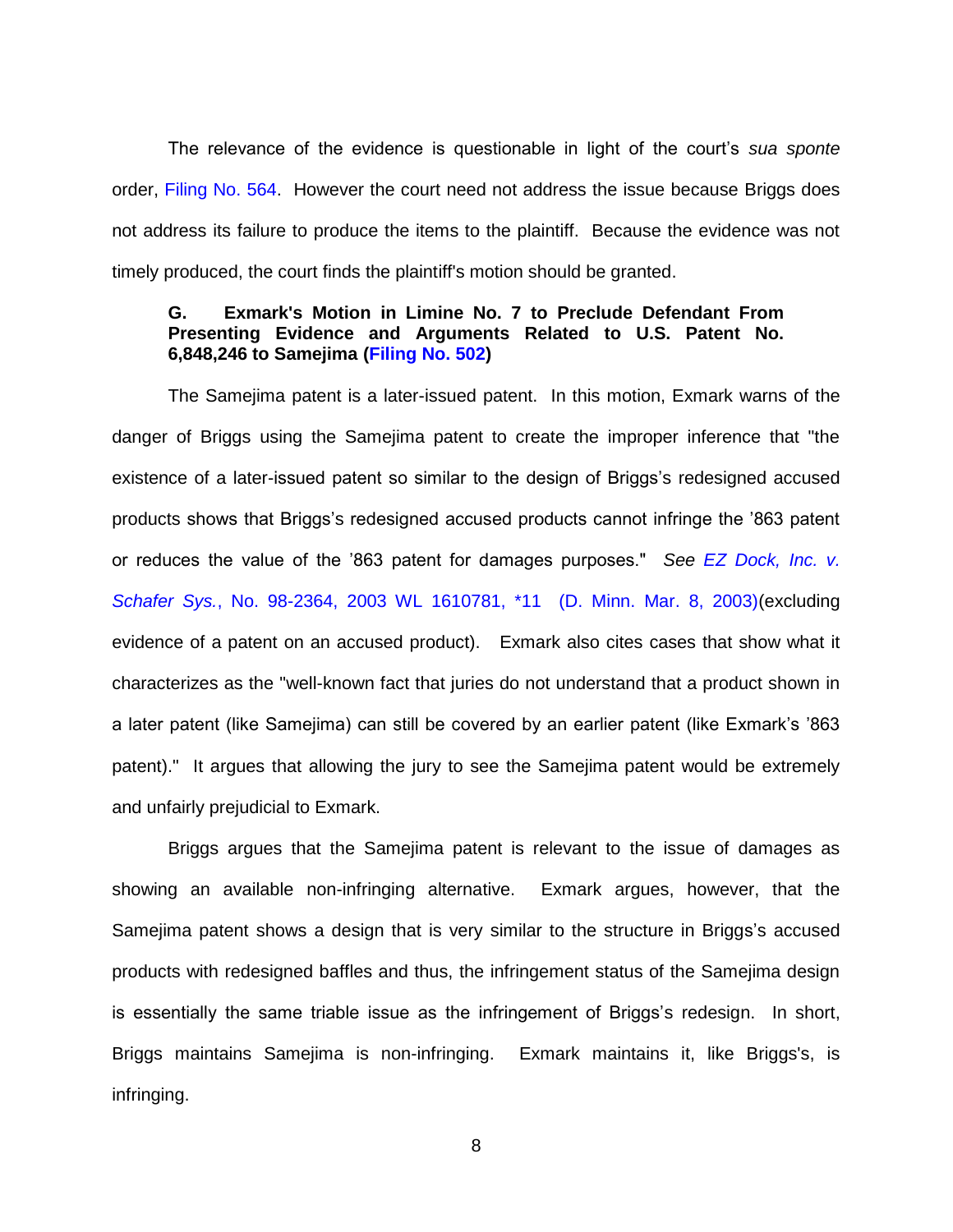The relevance of the evidence is questionable in light of the court's *sua sponte* order, Filing No. 564. However the court need not address the issue because Briggs does not address its failure to produce the items to the plaintiff. Because the evidence was not timely produced, the court finds the plaintiff's motion should be granted.

### G. Exmark's Motion in Limine No. 7 to Preclude Defendant From Presenting Evidence and Arguments Related to U.S. Patent No. 6,848,246 to Samejima (Filing No. 502)

The Samejima patent is a later-issued patent. In this motion, Exmark warns of the danger of Briggs using the Samejima patent to create the improper inference that "the existence of a later-issued patent so similar to the design of Briggs's redesigned accused products shows that Briggs's redesigned accused products cannot infringe the '863 patent or reduces the value of the '863 patent for damages purposes." *See EZ Dock, Inc. v. Schafer Sys.*, No. 98-2364, 2003 WL 1610781, *11 (D. Minn. Mar. 8, 2003)(excluding evidence of a patent on an accused product). Exmark also cites cases that show what it characterizes as the "well-known fact that juries do not understand that a product shown in a later patent (like Samejima) can still be covered by an earlier patent (like Exmark's '863 patent)." It argues that allowing the jury to see the Samejima patent would be extremely and unfairly prejudicial to Exmark.

Briggs argues that the Samejima patent is relevant to the issue of damages as showing an available non-infringing alternative. Exmark argues, however, that the Samejima patent shows a design that is very similar to the structure in Briggs's accused products with redesigned baffles and thus, the infringement status of the Samejima design is essentially the same triable issue as the infringement of Briggs's redesign. In short, Briggs maintains Samejima is non-infringing. Exmark maintains it, like Briggs's, is infringing.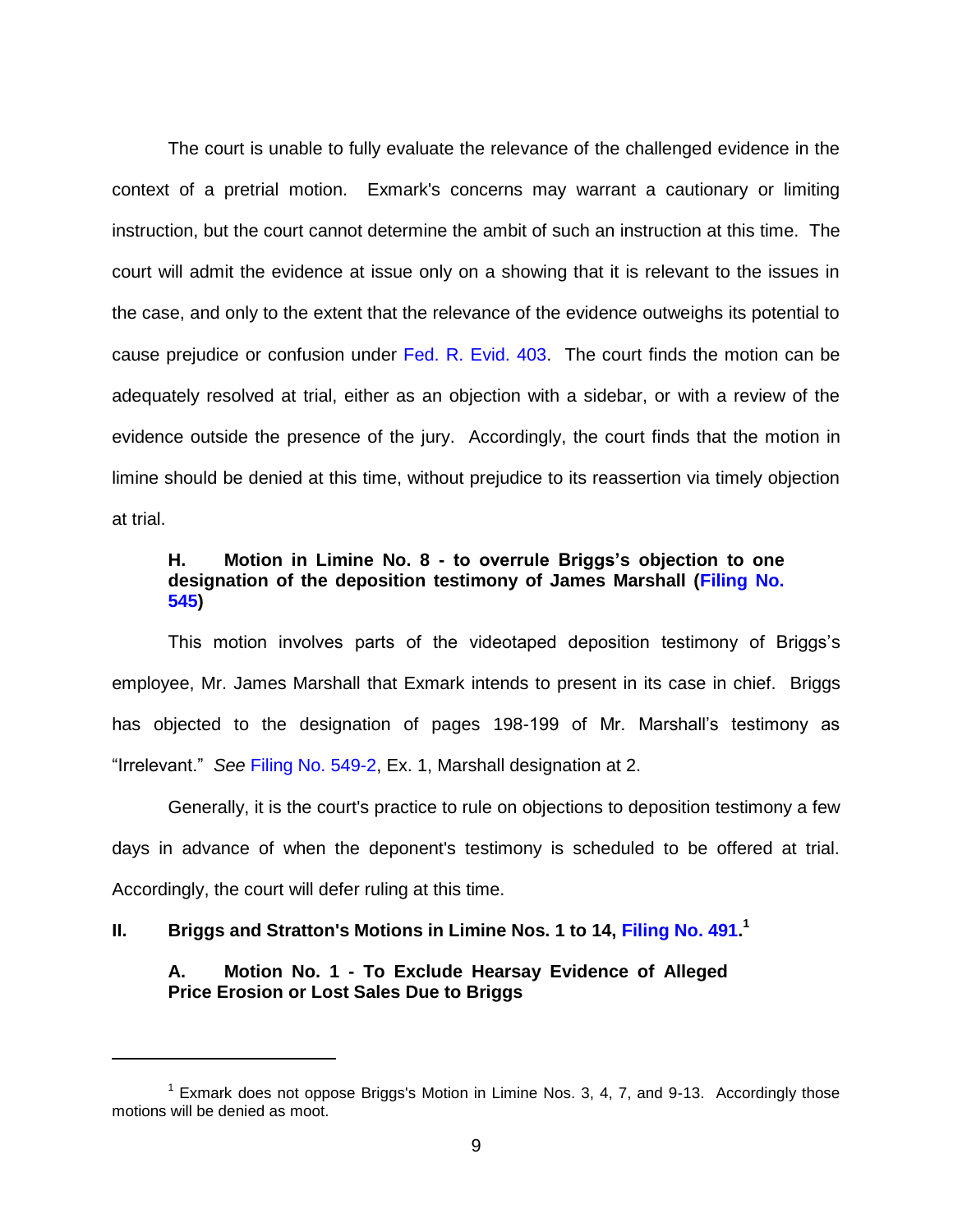The court is unable to fully evaluate the relevance of the challenged evidence in the context of a pretrial motion. Exmark's concerns may warrant a cautionary or limiting instruction, but the court cannot determine the ambit of such an instruction at this time. The court will admit the evidence at issue only on a showing that it is relevant to the issues in the case, and only to the extent that the relevance of the evidence outweighs its potential to cause prejudice or confusion under Fed. R. Evid. 403. The court finds the motion can be adequately resolved at trial, either as an objection with a sidebar, or with a review of the evidence outside the presence of the jury. Accordingly, the court finds that the motion in limine should be denied at this time, without prejudice to its reassertion via timely objection at trial.

### H. Motion in Limine No. 8 - to overrule Briggs's objection to one designation of the deposition testimony of James Marshall (Filing No. 545)

This motion involves parts of the videotaped deposition testimony of Briggs's employee, Mr. James Marshall that Exmark intends to present in its case in chief. Briggs has objected to the designation of pages 198-199 of Mr. Marshall's testimony as "Irrelevant." *See* Filing No. 549-2, Ex. 1, Marshall designation at 2.

Generally, it is the court's practice to rule on objections to deposition testimony a few days in advance of when the deponent's testimony is scheduled to be offered at trial. Accordingly, the court will defer ruling at this time.

## II. Briggs and Stratton's Motions in Limine Nos. 1 to 14, Filing No. 491.[1]

### A. Motion No. 1 - To Exclude Hearsay Evidence of Alleged Price Erosion or Lost Sales Due to Briggs

---

[1] Exmark does not oppose Briggs's Motion in Limine Nos. 3, 4, 7, and 9-13. Accordingly those motions will be denied as moot.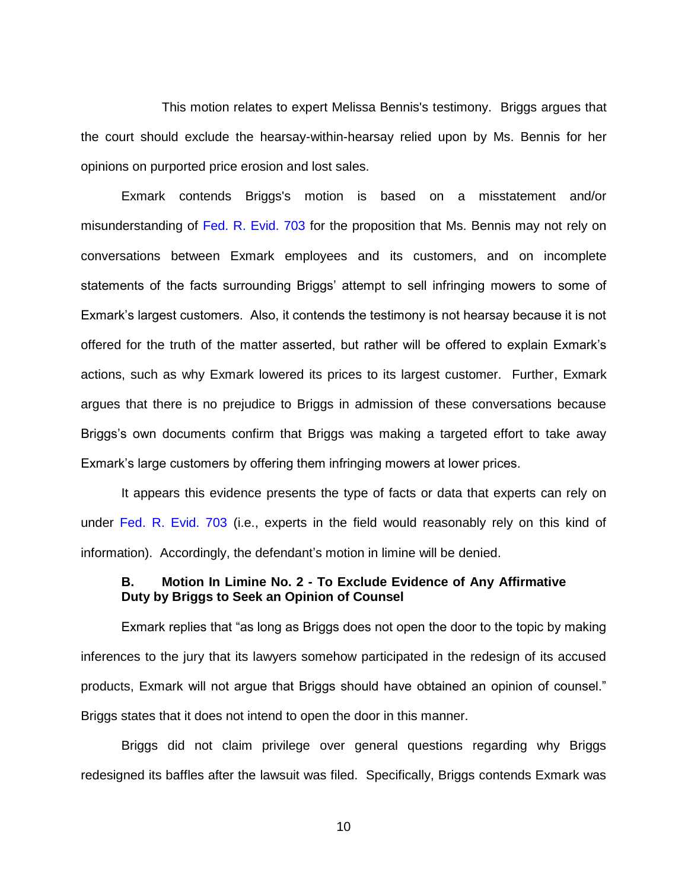This motion relates to expert Melissa Bennis's testimony. Briggs argues that the court should exclude the hearsay-within-hearsay relied upon by Ms. Bennis for her opinions on purported price erosion and lost sales.

Exmark contends Briggs's motion is based on a misstatement and/or misunderstanding of Fed. R. Evid. 703 for the proposition that Ms. Bennis may not rely on conversations between Exmark employees and its customers, and on incomplete statements of the facts surrounding Briggs' attempt to sell infringing mowers to some of Exmark's largest customers. Also, it contends the testimony is not hearsay because it is not offered for the truth of the matter asserted, but rather will be offered to explain Exmark's actions, such as why Exmark lowered its prices to its largest customer. Further, Exmark argues that there is no prejudice to Briggs in admission of these conversations because Briggs's own documents confirm that Briggs was making a targeted effort to take away Exmark's large customers by offering them infringing mowers at lower prices.

It appears this evidence presents the type of facts or data that experts can rely on under Fed. R. Evid. 703 (i.e., experts in the field would reasonably rely on this kind of information). Accordingly, the defendant's motion in limine will be denied.

### B. Motion In Limine No. 2 - To Exclude Evidence of Any Affirmative Duty by Briggs to Seek an Opinion of Counsel

Exmark replies that "as long as Briggs does not open the door to the topic by making inferences to the jury that its lawyers somehow participated in the redesign of its accused products, Exmark will not argue that Briggs should have obtained an opinion of counsel." Briggs states that it does not intend to open the door in this manner.

Briggs did not claim privilege over general questions regarding why Briggs redesigned its baffles after the lawsuit was filed. Specifically, Briggs contends Exmark was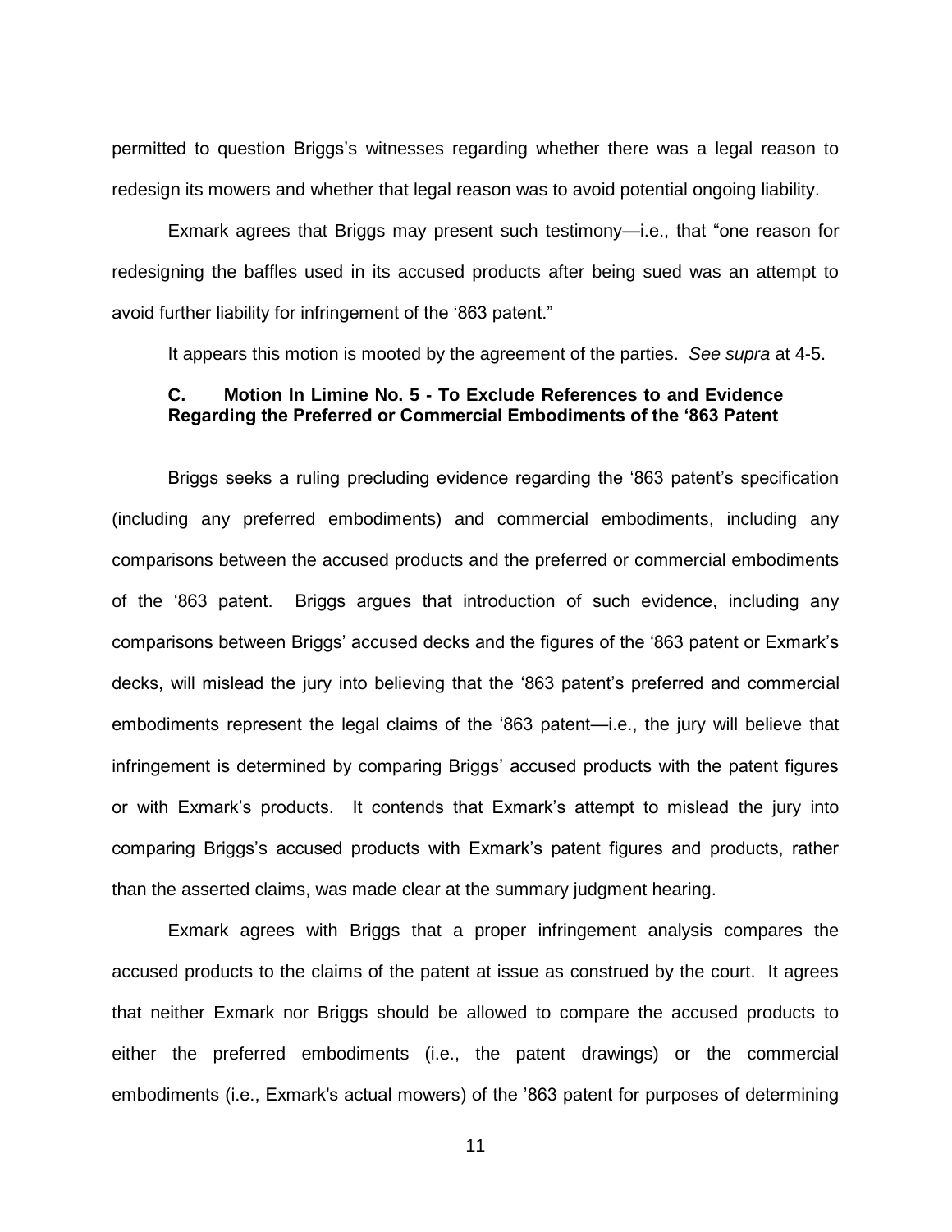permitted to question Briggs's witnesses regarding whether there was a legal reason to redesign its mowers and whether that legal reason was to avoid potential ongoing liability.

Exmark agrees that Briggs may present such testimony—i.e., that "one reason for redesigning the baffles used in its accused products after being sued was an attempt to avoid further liability for infringement of the '863 patent."

It appears this motion is mooted by the agreement of the parties. *See supra* at 4-5.

### C. Motion In Limine No. 5 - To Exclude References to and Evidence Regarding the Preferred or Commercial Embodiments of the '863 Patent

Briggs seeks a ruling precluding evidence regarding the '863 patent's specification (including any preferred embodiments) and commercial embodiments, including any comparisons between the accused products and the preferred or commercial embodiments of the '863 patent. Briggs argues that introduction of such evidence, including any comparisons between Briggs' accused decks and the figures of the '863 patent or Exmark's decks, will mislead the jury into believing that the '863 patent's preferred and commercial embodiments represent the legal claims of the '863 patent—i.e., the jury will believe that infringement is determined by comparing Briggs' accused products with the patent figures or with Exmark's products. It contends that Exmark's attempt to mislead the jury into comparing Briggs's accused products with Exmark's patent figures and products, rather than the asserted claims, was made clear at the summary judgment hearing.

Exmark agrees with Briggs that a proper infringement analysis compares the accused products to the claims of the patent at issue as construed by the court. It agrees that neither Exmark nor Briggs should be allowed to compare the accused products to either the preferred embodiments (i.e., the patent drawings) or the commercial embodiments (i.e., Exmark's actual mowers) of the '863 patent for purposes of determining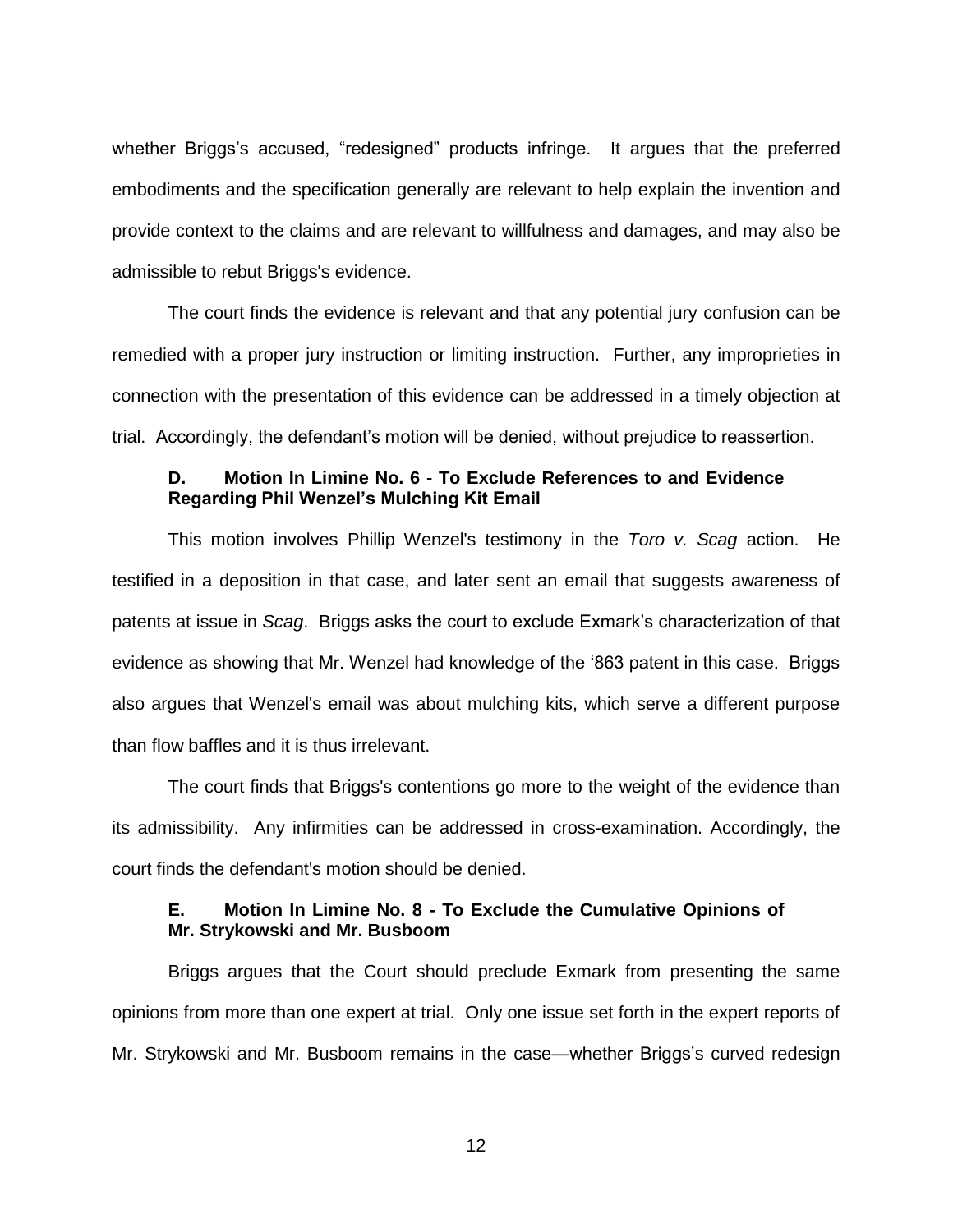whether Briggs's accused, "redesigned" products infringe. It argues that the preferred embodiments and the specification generally are relevant to help explain the invention and provide context to the claims and are relevant to willfulness and damages, and may also be admissible to rebut Briggs's evidence.

The court finds the evidence is relevant and that any potential jury confusion can be remedied with a proper jury instruction or limiting instruction. Further, any improprieties in connection with the presentation of this evidence can be addressed in a timely objection at trial. Accordingly, the defendant's motion will be denied, without prejudice to reassertion.

### D. Motion In Limine No. 6 - To Exclude References to and Evidence Regarding Phil Wenzel's Mulching Kit Email

This motion involves Phillip Wenzel's testimony in the *Toro v. Scag* action. He testified in a deposition in that case, and later sent an email that suggests awareness of patents at issue in *Scag*. Briggs asks the court to exclude Exmark's characterization of that evidence as showing that Mr. Wenzel had knowledge of the '863 patent in this case. Briggs also argues that Wenzel's email was about mulching kits, which serve a different purpose than flow baffles and it is thus irrelevant.

The court finds that Briggs's contentions go more to the weight of the evidence than its admissibility. Any infirmities can be addressed in cross-examination. Accordingly, the court finds the defendant's motion should be denied.

### E. Motion In Limine No. 8 - To Exclude the Cumulative Opinions of Mr. Strykowski and Mr. Busboom

Briggs argues that the Court should preclude Exmark from presenting the same opinions from more than one expert at trial. Only one issue set forth in the expert reports of Mr. Strykowski and Mr. Busboom remains in the case—whether Briggs's curved redesign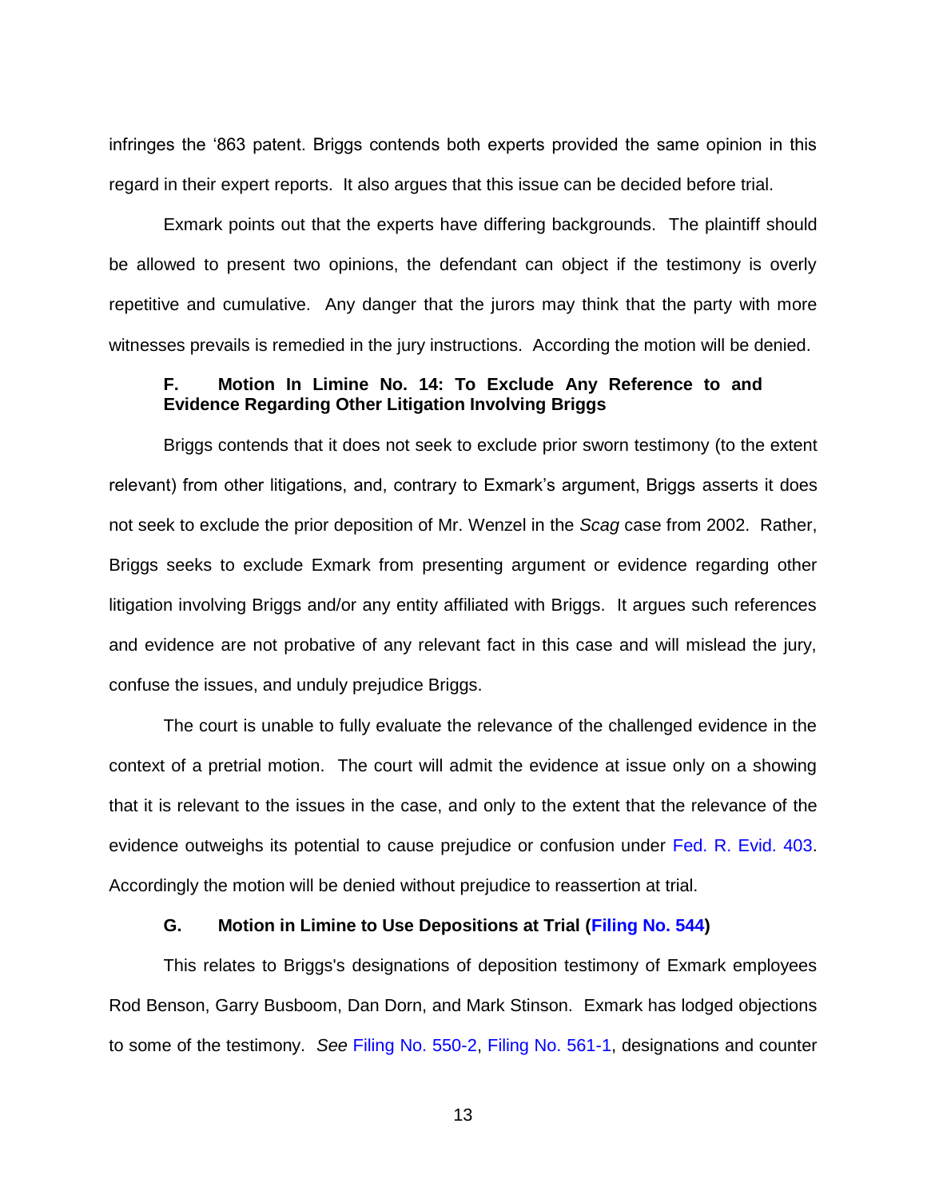infringes the '863 patent. Briggs contends both experts provided the same opinion in this regard in their expert reports. It also argues that this issue can be decided before trial.

Exmark points out that the experts have differing backgrounds. The plaintiff should be allowed to present two opinions, the defendant can object if the testimony is overly repetitive and cumulative. Any danger that the jurors may think that the party with more witnesses prevails is remedied in the jury instructions. According the motion will be denied.

### F. Motion In Limine No. 14: To Exclude Any Reference to and Evidence Regarding Other Litigation Involving Briggs

Briggs contends that it does not seek to exclude prior sworn testimony (to the extent relevant) from other litigations, and, contrary to Exmark's argument, Briggs asserts it does not seek to exclude the prior deposition of Mr. Wenzel in the *Scag* case from 2002. Rather, Briggs seeks to exclude Exmark from presenting argument or evidence regarding other litigation involving Briggs and/or any entity affiliated with Briggs. It argues such references and evidence are not probative of any relevant fact in this case and will mislead the jury, confuse the issues, and unduly prejudice Briggs.

The court is unable to fully evaluate the relevance of the challenged evidence in the context of a pretrial motion. The court will admit the evidence at issue only on a showing that it is relevant to the issues in the case, and only to the extent that the relevance of the evidence outweighs its potential to cause prejudice or confusion under Fed. R. Evid. 403. Accordingly the motion will be denied without prejudice to reassertion at trial.

### G. Motion in Limine to Use Depositions at Trial (Filing No. 544)

This relates to Briggs's designations of deposition testimony of Exmark employees Rod Benson, Garry Busboom, Dan Dorn, and Mark Stinson. Exmark has lodged objections to some of the testimony. *See* Filing No. 550-2, Filing No. 561-1, designations and counter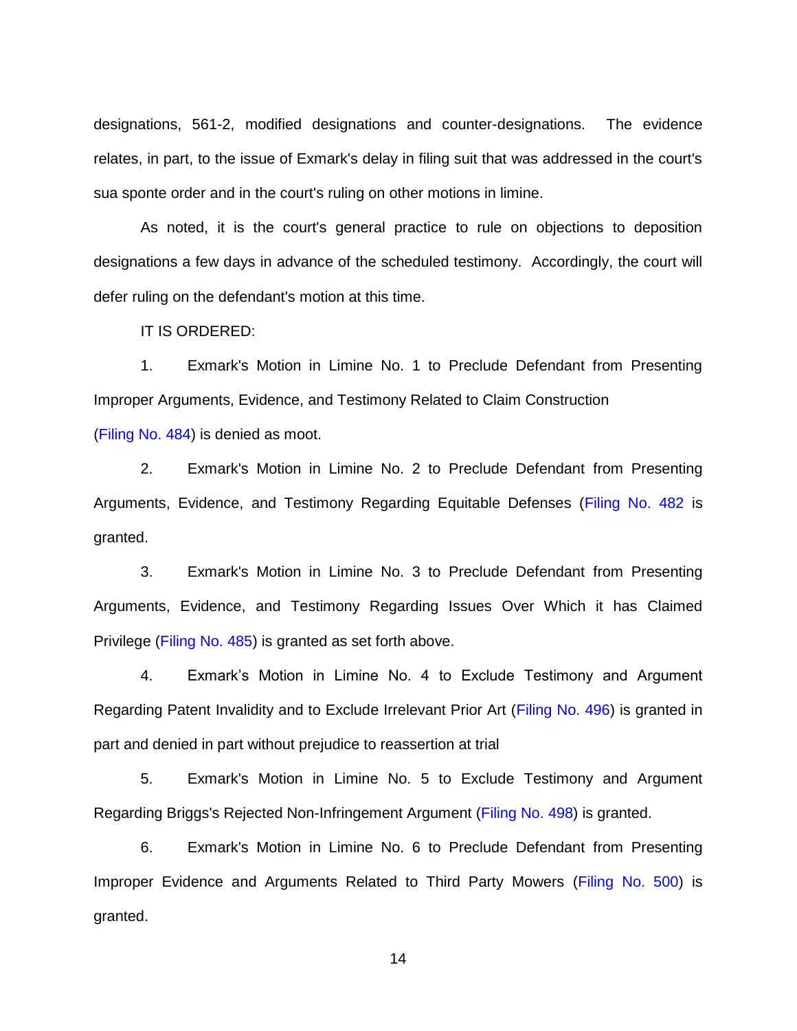designations, 561-2, modified designations and counter-designations. The evidence relates, in part, to the issue of Exmark's delay in filing suit that was addressed in the court's sua sponte order and in the court's ruling on other motions in limine.

As noted, it is the court's general practice to rule on objections to deposition designations a few days in advance of the scheduled testimony. Accordingly, the court will defer ruling on the defendant's motion at this time.

IT IS ORDERED:

1. Exmark's Motion in Limine No. 1 to Preclude Defendant from Presenting Improper Arguments, Evidence, and Testimony Related to Claim Construction (Filing No. 484) is denied as moot.

2. Exmark's Motion in Limine No. 2 to Preclude Defendant from Presenting Arguments, Evidence, and Testimony Regarding Equitable Defenses (Filing No. 482 is granted.

3. Exmark's Motion in Limine No. 3 to Preclude Defendant from Presenting Arguments, Evidence, and Testimony Regarding Issues Over Which it has Claimed Privilege (Filing No. 485) is granted as set forth above.

4. Exmark's Motion in Limine No. 4 to Exclude Testimony and Argument Regarding Patent Invalidity and to Exclude Irrelevant Prior Art (Filing No. 496) is granted in part and denied in part without prejudice to reassertion at trial

5. Exmark's Motion in Limine No. 5 to Exclude Testimony and Argument Regarding Briggs's Rejected Non-Infringement Argument (Filing No. 498) is granted.

6. Exmark's Motion in Limine No. 6 to Preclude Defendant from Presenting Improper Evidence and Arguments Related to Third Party Mowers (Filing No. 500) is granted.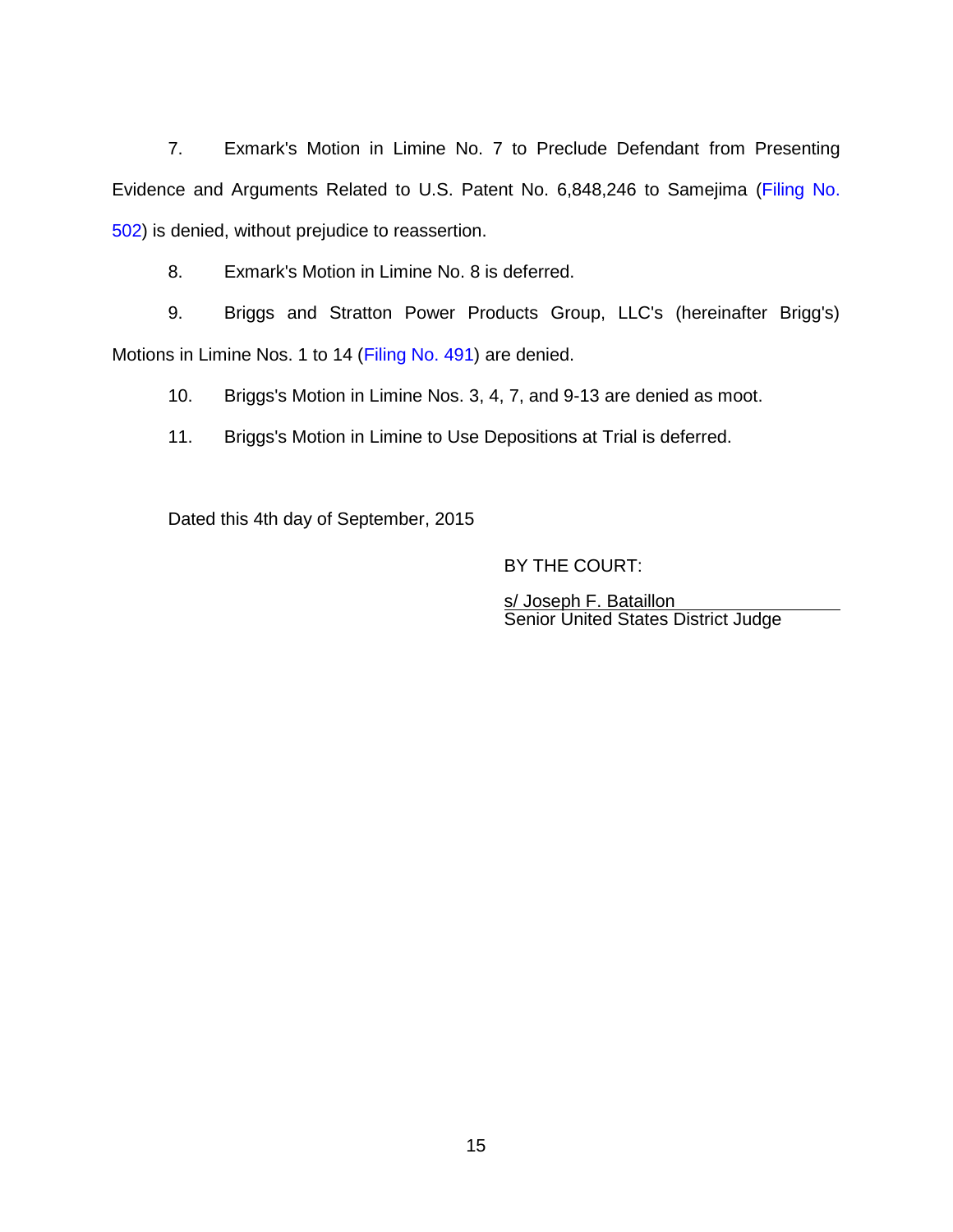7. Exmark's Motion in Limine No. 7 to Preclude Defendant from Presenting Evidence and Arguments Related to U.S. Patent No. 6,848,246 to Samejima (Filing No. 502) is denied, without prejudice to reassertion.

8. Exmark's Motion in Limine No. 8 is deferred.

9. Briggs and Stratton Power Products Group, LLC's (hereinafter Brigg's) Motions in Limine Nos. 1 to 14 (Filing No. 491) are denied.

10. Briggs's Motion in Limine Nos. 3, 4, 7, and 9-13 are denied as moot.

11. Briggs's Motion in Limine to Use Depositions at Trial is deferred.

Dated this 4th day of September, 2015

BY THE COURT:

s/ Joseph F. Bataillon
Senior United States District Judge